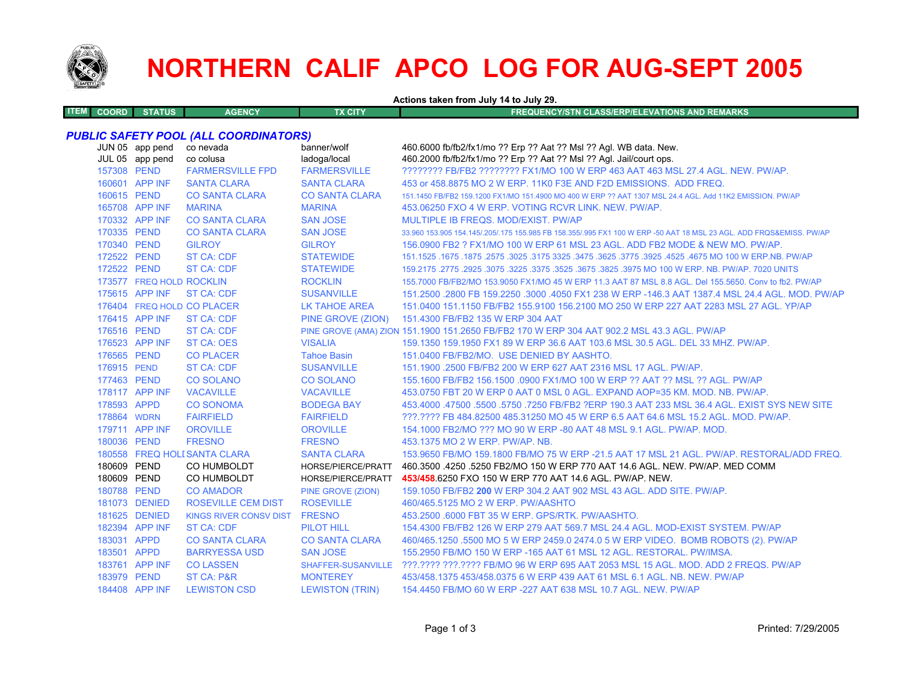# NORTHERN CALIF APCO LOG FOR AUG-SEPT 2005

**Actions taken from July 14 to July 29.**

| ITEM | COORD | STATUS | AGENCY | TX CITY | FREQUENCY/STN CLASS/ERP/ELEVATIONS AND REMARKS |
|---|---|---|---|---|---|

## *PUBLIC SAFETY POOL (ALL COORDINATORS)*

| ITEM | COORD | STATUS | AGENCY | TX CITY | FREQUENCY/STN CLASS/ERP/ELEVATIONS AND REMARKS |
|---|---|---|---|---|---|
| | JUN 05 | app pend | co nevada | banner/wolf | 460.6000 fb/fb2/fx1/mo ?? Erp ?? Aat ?? Msl ?? Agl. WB data. New. |
| | JUL 05 | app pend | co colusa | ladoga/local | 460.2000 fb/fb2/fx1/mo ?? Erp ?? Aat ?? Msl ?? Agl. Jail/court ops. |
| | 157308 | PEND | FARMERSVILLE FPD | FARMERSVILLE | ???????? FB/FB2 ???????? FX1/MO 100 W ERP 463 AAT 463 MSL 27.4 AGL. NEW. PW/AP. |
| | 160601 | APP INF | SANTA CLARA | SANTA CLARA | 453 or 458.8875 MO 2 W ERP. 11K0 F3E AND F2D EMISSIONS. ADD FREQ. |
| | 160615 | PEND | CO SANTA CLARA | CO SANTA CLARA | 151.1450 FB/FB2 159.1200 FX1/MO 151.4900 MO 400 W ERP ?? AAT 1307 MSL 24.4 AGL. Add 11K2 EMISSION. PW/AP |
| | 165708 | APP INF | MARINA | MARINA | 453.06250 FXO 4 W ERP. VOTING RCVR LINK. NEW. PW/AP. |
| | 170332 | APP INF | CO SANTA CLARA | SAN JOSE | MULTIPLE IB FREQS. MOD/EXIST. PW/AP |
| | 170335 | PEND | CO SANTA CLARA | SAN JOSE | 33.960 153.905 154.145/.205/.175 155.985 FB 158.355/.995 FX1 100 W ERP -50 AAT 18 MSL 23 AGL. ADD FRQS&EMISS. PW/AP |
| | 170340 | PEND | GILROY | GILROY | 156.0900 FB2 ? FX1/MO 100 W ERP 61 MSL 23 AGL. ADD FB2 MODE & NEW MO. PW/AP. |
| | 172522 | PEND | ST CA: CDF | STATEWIDE | 151.1525 .1675 .1875 .2575 .3025 .3175 3325 .3475 .3625 .3775 .3925 .4525 .4675 MO 100 W ERP.NB. PW/AP |
| | 172522 | PEND | ST CA: CDF | STATEWIDE | 159.2175 .2775 .2925 .3075 .3225 .3375 .3525 .3675 .3825 .3975 MO 100 W ERP. NB. PW/AP. 7020 UNITS |
| | 173577 | FREQ HOLD | ROCKLIN | ROCKLIN | 155.7000 FB/FB2/MO 153.9050 FX1/MO 45 W ERP 11.3 AAT 87 MSL 8.8 AGL. Del 155.5650. Conv to fb2. PW/AP |
| | 175615 | APP INF | ST CA: CDF | SUSANVILLE | 151.2500 .2800 FB 159.2250 .3000 .4050 FX1 238 W ERP -146.3 AAT 1387.4 MSL 24.4 AGL. MOD. PW/AP |
| | 176404 | FREQ HOLD | CO PLACER | LK TAHOE AREA | 151.0400 151.1150 FB/FB2 155.9100 156.2100 MO 250 W ERP 227 AAT 2283 MSL 27 AGL. YP/AP |
| | 176415 | APP INF | ST CA: CDF | PINE GROVE (ZION) | 151.4300 FB/FB2 135 W ERP 304 AAT |
| | 176516 | PEND | ST CA: CDF | PINE GROVE (AMA) ZION | 151.1900 151.2650 FB/FB2 170 W ERP 304 AAT 902.2 MSL 43.3 AGL. PW/AP |
| | 176523 | APP INF | ST CA: OES | VISALIA | 159.1350 159.1950 FX1 89 W ERP 36.6 AAT 103.6 MSL 30.5 AGL. DEL 33 MHZ. PW/AP. |
| | 176565 | PEND | CO PLACER | Tahoe Basin | 151.0400 FB/FB2/MO. USE DENIED BY AASHTO. |
| | 176915 | PEND | ST CA: CDF | SUSANVILLE | 151.1900 .2500 FB/FB2 200 W ERP 627 AAT 2316 MSL 17 AGL. PW/AP. |
| | 177463 | PEND | CO SOLANO | CO SOLANO | 155.1600 FB/FB2 156.1500 .0900 FX1/MO 100 W ERP ?? AAT ?? MSL ?? AGL. PW/AP |
| | 178117 | APP INF | VACAVILLE | VACAVILLE | 453.0750 FBT 20 W ERP 0 AAT 0 MSL 0 AGL. EXPAND AOP=35 KM. MOD. NB. PW/AP. |
| | 178593 | APPD | CO SONOMA | BODEGA BAY | 453.4000 .47500 .5500 .5750 .7250 FB/FB2 ?ERP 190.3 AAT 233 MSL 36.4 AGL. EXIST SYS NEW SITE |
| | 178864 | WDRN | FAIRFIELD | FAIRFIELD | ???.???? FB 484.82500 485.31250 MO 45 W ERP 6.5 AAT 64.6 MSL 15.2 AGL. MOD. PW/AP. |
| | 179711 | APP INF | OROVILLE | OROVILLE | 154.1000 FB2/MO ??? MO 90 W ERP -80 AAT 48 MSL 9.1 AGL. PW/AP. MOD. |
| | 180036 | PEND | FRESNO | FRESNO | 453.1375 MO 2 W ERP. PW/AP. NB. |
| | 180558 | FREQ HOLD | SANTA CLARA | SANTA CLARA | 153.9650 FB/MO 159.1800 FB/MO 75 W ERP -21.5 AAT 17 MSL 21 AGL. PW/AP. RESTORAL/ADD FREQ. |
| | 180609 | PEND | CO HUMBOLDT | HORSE/PIERCE/PRATT | 460.3500 .4250 .5250 FB2/MO 150 W ERP 770 AAT 14.6 AGL. NEW. PW/AP. MED COMM |
| | 180609 | PEND | CO HUMBOLDT | HORSE/PIERCE/PRATT | 453/458.6250 FXO 150 W ERP 770 AAT 14.6 AGL. PW/AP. NEW. |
| | 180788 | PEND | CO AMADOR | PINE GROVE (ZION) | 159.1050 FB/FB2 **200** W ERP 304.2 AAT 902 MSL 43 AGL. ADD SITE. PW/AP. |
| | 181073 | DENIED | ROSEVILLE CEM DIST | ROSEVILLE | 460/465.5125 MO 2 W ERP. PW/AASHTO |
| | 181625 | DENIED | KINGS RIVER CONSV DIST | FRESNO | 453.2500 .6000 FBT 35 W ERP. GPS/RTK. PW/AASHTO. |
| | 182394 | APP INF | ST CA: CDF | PILOT HILL | 154.4300 FB/FB2 126 W ERP 279 AAT 569.7 MSL 24.4 AGL. MOD-EXIST SYSTEM. PW/AP |
| | 183031 | APPD | CO SANTA CLARA | CO SANTA CLARA | 460/465.1250 .5500 MO 5 W ERP 2459.0 2474.0 5 W ERP VIDEO. BOMB ROBOTS (2). PW/AP |
| | 183501 | APPD | BARRYESSA USD | SAN JOSE | 155.2950 FB/MO 150 W ERP -165 AAT 61 MSL 12 AGL. RESTORAL. PW/IMSA. |
| | 183761 | APP INF | CO LASSEN | SHAFFER-SUSANVILLE | ???.???? ???.???? FB/MO 96 W ERP 695 AAT 2053 MSL 15 AGL. MOD. ADD 2 FREQS. PW/AP |
| | 183979 | PEND | ST CA: P&R | MONTEREY | 453/458.1375 453/458.0375 6 W ERP 439 AAT 61 MSL 6.1 AGL. NB. NEW. PW/AP |
| | 184408 | APP INF | LEWISTON CSD | LEWISTON (TRIN) | 154.4450 FB/MO 60 W ERP -227 AAT 638 MSL 10.7 AGL. NEW. PW/AP |

Printed: 7/29/2005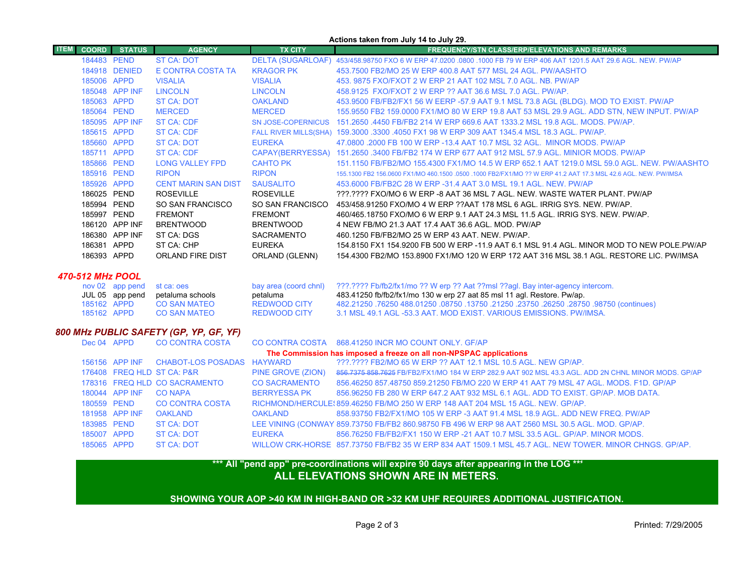**Actions taken from July 14 to July 29.**

| ITEM | COORD | STATUS | AGENCY | TX CITY | FREQUENCY/STN CLASS/ERP/ELEVATIONS AND REMARKS |
|---|---|---|---|---|---|
| | 184483 | PEND | ST CA: DOT | DELTA (SUGARLOAF) | 453/458.98750 FXO 6 W ERP 47.0200 .0800 .1000 FB 79 W ERP 406 AAT 1201.5 AAT 29.6 AGL. NEW. PW/AP |
| | 184918 | DENIED | E CONTRA COSTA TA | KRAGOR PK | 453.7500 FB2/MO 25 W ERP 400.8 AAT 577 MSL 24 AGL. PW/AASHTO |
| | 185006 | APPD | VISALIA | VISALIA | 453. 9875 FXO/FXOT 2 W ERP 21 AAT 102 MSL 7.0 AGL. NB. PW/AP |
| | 185048 | APP INF | LINCOLN | LINCOLN | 458.9125 FXO/FXOT 2 W ERP ?? AAT 36.6 MSL 7.0 AGL. PW/AP. |
| | 185063 | APPD | ST CA: DOT | OAKLAND | 453.9500 FB/FB2/FX1 56 W EERP -57.9 AAT 9.1 MSL 73.8 AGL (BLDG). MOD TO EXIST. PW/AP |
| | 185064 | PEND | MERCED | MERCED | 155.9550 FB2 159.0000 FX1/MO 80 W ERP 19.8 AAT 53 MSL 29.9 AGL. ADD STN, NEW INPUT. PW/AP |
| | 185095 | APP INF | ST CA: CDF | SN JOSE-COPERNICUS | 151.2650 .4450 FB/FB2 214 W ERP 669.6 AAT 1333.2 MSL 19.8 AGL. MODS. PW/AP. |
| | 185615 | APPD | ST CA: CDF | FALL RIVER MILLS(SHA) | 159.3000 .3300 .4050 FX1 98 W ERP 309 AAT 1345.4 MSL 18.3 AGL. PW/AP. |
| | 185660 | APPD | ST CA: DOT | EUREKA | 47.0800 .2000 FB 100 W ERP -13.4 AAT 10.7 MSL 32 AGL. MINOR MODS. PW/AP |
| | 185711 | APPD | ST CA: CDF | CAPAY(BERRYESSA) | 151.2650 .3400 FB/FB2 174 W ERP 677 AAT 912 MSL 57.9 AGL. MINIOR MODS. PW/AP |
| | 185866 | PEND | LONG VALLEY FPD | CAHTO PK | 151.1150 FB/FB2/MO 155.4300 FX1/MO 14.5 W ERP 652.1 AAT 1219.0 MSL 59.0 AGL. NEW. PW/AASHTO |
| | 185916 | PEND | RIPON | RIPON | 155.1300 FB2 156.0600 FX1/MO 460.1500 .0500 .1000 FB2/FX1/MO ?? W ERP 41.2 AAT 17.3 MSL 42.6 AGL. NEW. PW/IMSA |
| | 185926 | APPD | CENT MARIN SAN DIST | SAUSALITO | 453.6000 FB/FB2C 28 W ERP -31.4 AAT 3.0 MSL 19.1 AGL. NEW. PW/AP |
| | 186025 | PEND | ROSEVILLE | ROSEVILLE | ???.???? FXO/MO 6 W ERP -8 AAT 36 MSL 7 AGL. NEW. WASTE WATER PLANT. PW/AP |
| | 185994 | PEND | SO SAN FRANCISCO | SO SAN FRANCISCO | 453/458.91250 FXO/MO 4 W ERP ??AAT 178 MSL 6 AGL. IRRIG SYS. NEW. PW/AP. |
| | 185997 | PEND | FREMONT | FREMONT | 460/465.18750 FXO/MO 6 W ERP 9.1 AAT 24.3 MSL 11.5 AGL. IRRIG SYS. NEW. PW/AP. |
| | 186120 | APP INF | BRENTWOOD | BRENTWOOD | 4 NEW FB/MO 21.3 AAT 17.4 AAT 36.6 AGL. MOD. PW/AP |
| | 186380 | APP INF | ST CA: DGS | SACRAMENTO | 460.1250 FB/FB2/MO 25 W ERP 43 AAT. NEW. PW/AP. |
| | 186381 | APPD | ST CA: CHP | EUREKA | 154.8150 FX1 154.9200 FB 500 W ERP -11.9 AAT 6.1 MSL 91.4 AGL. MINOR MOD TO NEW POLE.PW/AP |
| | 186393 | APPD | ORLAND FIRE DIST | ORLAND (GLENN) | 154.4300 FB2/MO 153.8900 FX1/MO 120 W ERP 172 AAT 316 MSL 38.1 AGL. RESTORE LIC. PW/IMSA |

## *470-512 MHz POOL*

| ITEM | COORD | STATUS | AGENCY | TX CITY | FREQUENCY/STN CLASS/ERP/ELEVATIONS AND REMARKS |
|---|---|---|---|---|---|
| | nov 02 | app pend | st ca: oes | bay area (coord chnl) | ???.???? Fb/fb2/fx1/mo ?? W erp ?? Aat ??msl ??agl. Bay inter-agency intercom. |
| | JUL 05 | app pend | petaluma schools | petaluma | 483.41250 fb/fb2/fx1/mo 130 w erp 27 aat 85 msl 11 agl. Restore. Pw/ap. |
| | 185162 | APPD | CO SAN MATEO | REDWOOD CITY | 482.21250 .76250 488.01250 .08750 .13750 .21250 .23750 .26250 .28750 .98750 (continues) |
| | 185162 | APPD | CO SAN MATEO | REDWOOD CITY | 3.1 MSL 49.1 AGL -53.3 AAT. MOD EXIST. VARIOUS EMISSIONS. PW/IMSA. |

## *800 MHz PUBLIC SAFETY (GP, YP, GF, YF)*

| ITEM | COORD | STATUS | AGENCY | TX CITY | FREQUENCY/STN CLASS/ERP/ELEVATIONS AND REMARKS |
|---|---|---|---|---|---|
| | Dec 04 | APPD | CO CONTRA COSTA | CO CONTRA COSTA | 868.41250 INCR MO COUNT ONLY. GF/AP |
| | | | | | **The Commission has imposed a freeze on all non-NPSPAC applications** |
| | 156156 | APP INF | CHABOT-LOS POSADAS | HAYWARD | ???.???? FB2/MO 65 W ERP ?? AAT 12.1 MSL 10.5 AGL. NEW GP/AP. |
| | 176408 | FREQ HLD | ST CA: P&R | PINE GROVE (ZION) | ~~856.7375 858.7625~~ FB/FB2/FX1/MO 184 W ERP 282.9 AAT 902 MSL 43.3 AGL. ADD 2N CHNL MINOR MODS. GP/AP |
| | 178316 | FREQ HLD | CO SACRAMENTO | CO SACRAMENTO | 856.46250 857.48750 859.21250 FB/MO 220 W ERP 41 AAT 79 MSL 47 AGL. MODS. F1D. GP/AP |
| | 180044 | APP INF | CO NAPA | BERRYESSA PK | 856.96250 FB 280 W ERP 647.2 AAT 932 MSL 6.1 AGL. ADD TO EXIST. GP/AP. MOB DATA. |
| | 180559 | PEND | CO CONTRA COSTA | RICHMOND/HERCULES | 859.46250 FB/MO 250 W ERP 148 AAT 204 MSL 15 AGL. NEW. GP/AP. |
| | 181958 | APP INF | OAKLAND | OAKLAND | 858.93750 FB2/FX1/MO 105 W ERP -3 AAT 91.4 MSL 18.9 AGL. ADD NEW FREQ. PW/AP |
| | 183985 | PEND | ST CA: DOT | LEE VINING (CONWAY | 859.73750 FB/FB2 860.98750 FB 496 W ERP 98 AAT 2560 MSL 30.5 AGL. MOD. GP/AP. |
| | 185007 | APPD | ST CA: DOT | EUREKA | 856.76250 FB/FB2/FX1 150 W ERP -21 AAT 10.7 MSL 33.5 AGL. GP/AP. MINOR MODS. |
| | 185065 | APPD | ST CA: DOT | WILLOW CRK-HORSE | 857.73750 FB/FB2 35 W ERP 834 AAT 1509.1 MSL 45.7 AGL. NEW TOWER. MINOR CHNGS. GP/AP. |

**\*\*\* All "pend app" pre-coordinations will expire 90 days after appearing in the LOG \*\*\***

**ALL ELEVATIONS SHOWN ARE IN METERS.**

**SHOWING YOUR AOP >40 KM IN HIGH-BAND OR >32 KM UHF REQUIRES ADDITIONAL JUSTIFICATION.**

Printed: 7/29/2005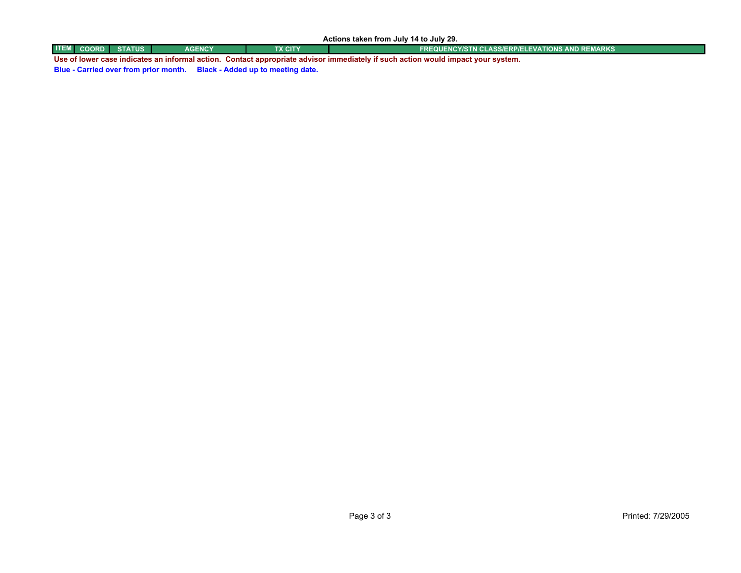**Actions taken from July 14 to July 29.**

| ITEM | COORD | STATUS | AGENCY | TX CITY | FREQUENCY/STN CLASS/ERP/ELEVATIONS AND REMARKS |
|---|---|---|---|---|---|

**Use of lower case indicates an informal action. Contact appropriate advisor immediately if such action would impact your system.**

**Blue - Carried over from prior month. Black - Added up to meeting date.**

Printed: 7/29/2005